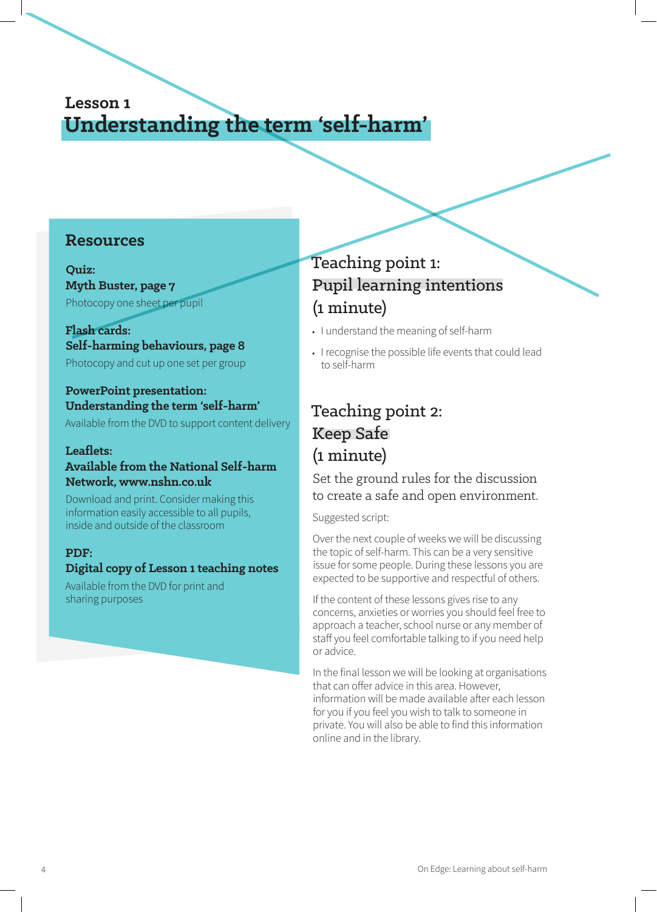## Lesson 1
# Understanding the term 'self-harm'

### Resources

**Quiz:**
**Myth Buster, page 7**
Photocopy one sheet per pupil

**Flash cards:**
**Self-harming behaviours, page 8**
Photocopy and cut up one set per group

**PowerPoint presentation:**
**Understanding the term 'self-harm'**
Available from the DVD to support content delivery

**Leaflets:**
**Available from the National Self-harm Network, www.nshn.co.uk**
Download and print. Consider making this information easily accessible to all pupils, inside and outside of the classroom

**PDF:**
**Digital copy of Lesson 1 teaching notes**
Available from the DVD for print and sharing purposes

## Teaching point 1: Pupil learning intentions (1 minute)

- I understand the meaning of self-harm
- I recognise the possible life events that could lead to self-harm

## Teaching point 2: Keep Safe (1 minute)

Set the ground rules for the discussion to create a safe and open environment.

Suggested script:

Over the next couple of weeks we will be discussing the topic of self-harm. This can be a very sensitive issue for some people. During these lessons you are expected to be supportive and respectful of others.

If the content of these lessons gives rise to any concerns, anxieties or worries you should feel free to approach a teacher, school nurse or any member of staff you feel comfortable talking to if you need help or advice.

In the final lesson we will be looking at organisations that can offer advice in this area. However, information will be made available after each lesson for you if you feel you wish to talk to someone in private. You will also be able to find this information online and in the library.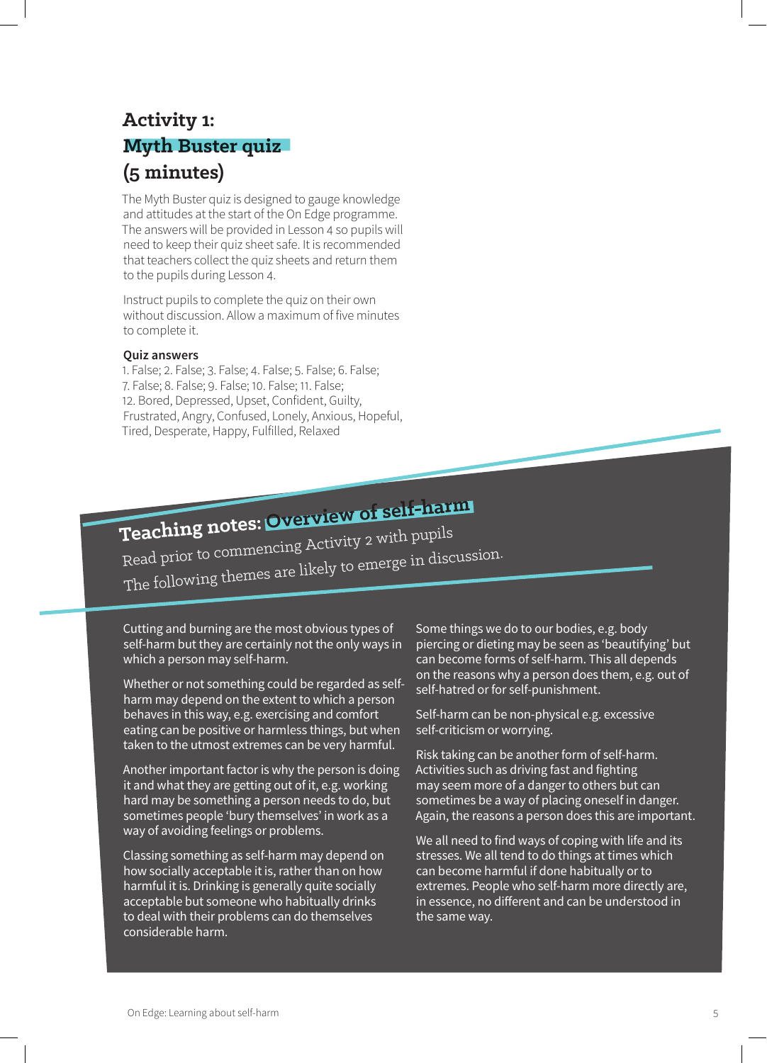## Activity 1: Myth Buster quiz (5 minutes)

The Myth Buster quiz is designed to gauge knowledge and attitudes at the start of the On Edge programme. The answers will be provided in Lesson 4 so pupils will need to keep their quiz sheet safe. It is recommended that teachers collect the quiz sheets and return them to the pupils during Lesson 4.

Instruct pupils to complete the quiz on their own without discussion. Allow a maximum of five minutes to complete it.

**Quiz answers**

1. False; 2. False; 3. False; 4. False; 5. False; 6. False; 7. False; 8. False; 9. False; 10. False; 11. False; 12. Bored, Depressed, Upset, Confident, Guilty, Frustrated, Angry, Confused, Lonely, Anxious, Hopeful, Tired, Desperate, Happy, Fulfilled, Relaxed

## Teaching notes: Overview of self-harm

Read prior to commencing Activity 2 with pupils

The following themes are likely to emerge in discussion.

Cutting and burning are the most obvious types of self-harm but they are certainly not the only ways in which a person may self-harm.

Whether or not something could be regarded as self-harm may depend on the extent to which a person behaves in this way, e.g. exercising and comfort eating can be positive or harmless things, but when taken to the utmost extremes can be very harmful.

Another important factor is why the person is doing it and what they are getting out of it, e.g. working hard may be something a person needs to do, but sometimes people 'bury themselves' in work as a way of avoiding feelings or problems.

Classing something as self-harm may depend on how socially acceptable it is, rather than on how harmful it is. Drinking is generally quite socially acceptable but someone who habitually drinks to deal with their problems can do themselves considerable harm.

Some things we do to our bodies, e.g. body piercing or dieting may be seen as 'beautifying' but can become forms of self-harm. This all depends on the reasons why a person does them, e.g. out of self-hatred or for self-punishment.

Self-harm can be non-physical e.g. excessive self-criticism or worrying.

Risk taking can be another form of self-harm. Activities such as driving fast and fighting may seem more of a danger to others but can sometimes be a way of placing oneself in danger. Again, the reasons a person does this are important.

We all need to find ways of coping with life and its stresses. We all tend to do things at times which can become harmful if done habitually or to extremes. People who self-harm more directly are, in essence, no different and can be understood in the same way.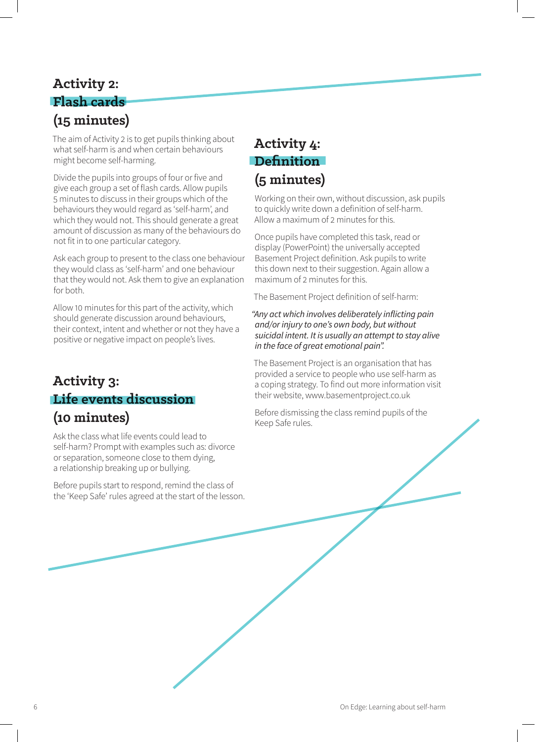## Activity 2: Flash cards (15 minutes)

The aim of Activity 2 is to get pupils thinking about what self-harm is and when certain behaviours might become self-harming.

Divide the pupils into groups of four or five and give each group a set of flash cards. Allow pupils 5 minutes to discuss in their groups which of the behaviours they would regard as 'self-harm', and which they would not. This should generate a great amount of discussion as many of the behaviours do not fit in to one particular category.

Ask each group to present to the class one behaviour they would class as 'self-harm' and one behaviour that they would not. Ask them to give an explanation for both.

Allow 10 minutes for this part of the activity, which should generate discussion around behaviours, their context, intent and whether or not they have a positive or negative impact on people's lives.

## Activity 3: Life events discussion (10 minutes)

Ask the class what life events could lead to self-harm? Prompt with examples such as: divorce or separation, someone close to them dying, a relationship breaking up or bullying.

Before pupils start to respond, remind the class of the 'Keep Safe' rules agreed at the start of the lesson.

## Activity 4: Definition (5 minutes)

Working on their own, without discussion, ask pupils to quickly write down a definition of self-harm. Allow a maximum of 2 minutes for this.

Once pupils have completed this task, read or display (PowerPoint) the universally accepted Basement Project definition. Ask pupils to write this down next to their suggestion. Again allow a maximum of 2 minutes for this.

The Basement Project definition of self-harm:

*"Any act which involves deliberately inflicting pain and/or injury to one's own body, but without suicidal intent. It is usually an attempt to stay alive in the face of great emotional pain".*

The Basement Project is an organisation that has provided a service to people who use self-harm as a coping strategy. To find out more information visit their website, www.basementproject.co.uk

Before dismissing the class remind pupils of the Keep Safe rules.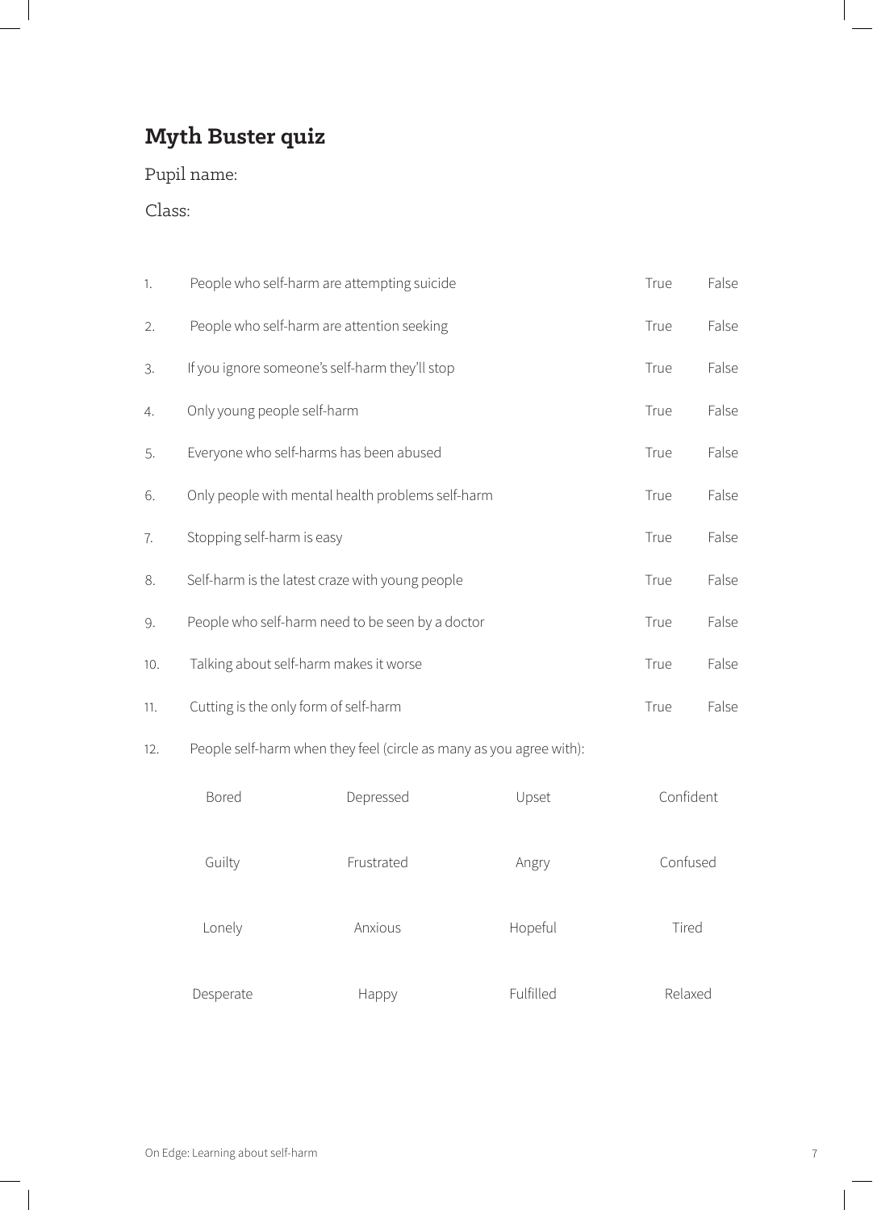## Myth Buster quiz

Pupil name:

Class:

| | | | |
|---|---|---|---|
| 1. | People who self-harm are attempting suicide | True | False |
| 2. | People who self-harm are attention seeking | True | False |
| 3. | If you ignore someone's self-harm they'll stop | True | False |
| 4. | Only young people self-harm | True | False |
| 5. | Everyone who self-harms has been abused | True | False |
| 6. | Only people with mental health problems self-harm | True | False |
| 7. | Stopping self-harm is easy | True | False |
| 8. | Self-harm is the latest craze with young people | True | False |
| 9. | People who self-harm need to be seen by a doctor | True | False |
| 10. | Talking about self-harm makes it worse | True | False |
| 11. | Cutting is the only form of self-harm | True | False |

12. People self-harm when they feel (circle as many as you agree with):

| | | | |
|---|---|---|---|
| Bored | Depressed | Upset | Confident |
| Guilty | Frustrated | Angry | Confused |
| Lonely | Anxious | Hopeful | Tired |
| Desperate | Happy | Fulfilled | Relaxed |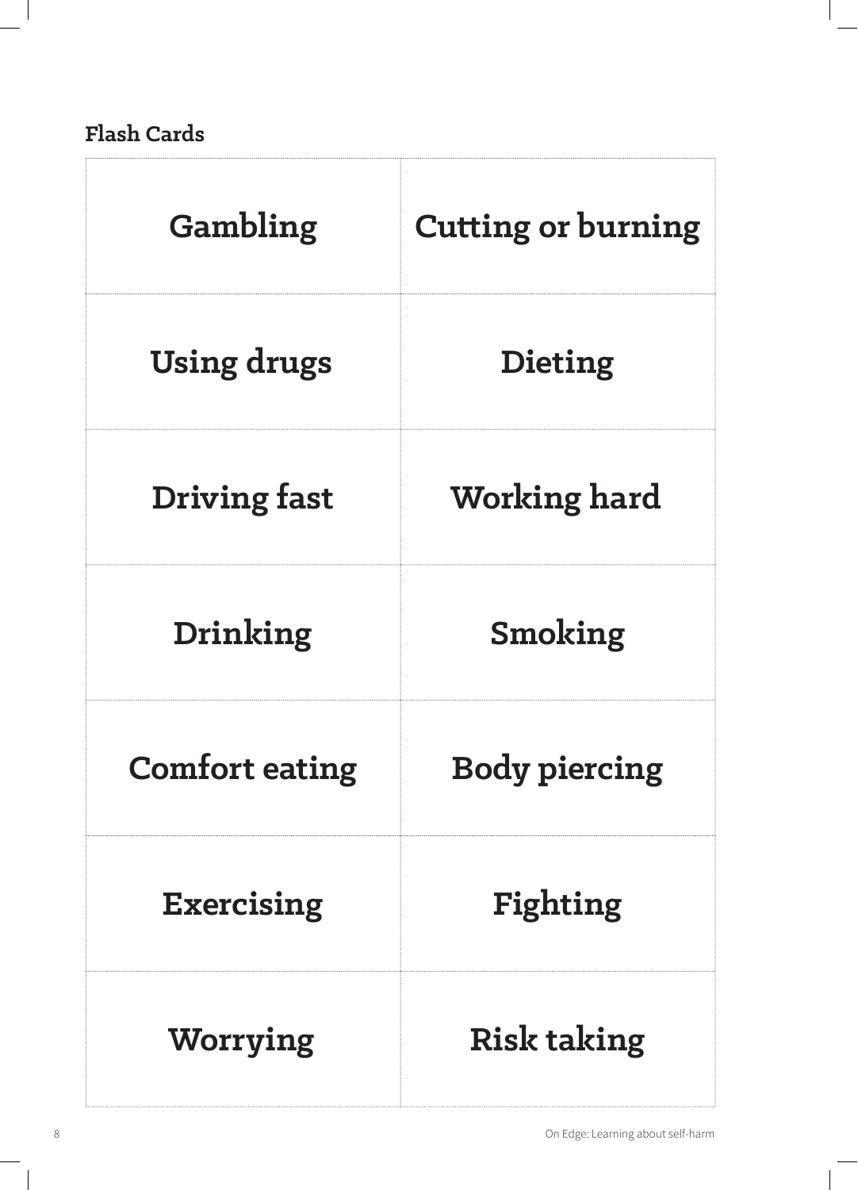**Flash Cards**

| | |
|---|---|
| **Gambling** | **Cutting or burning** |
| **Using drugs** | **Dieting** |
| **Driving fast** | **Working hard** |
| **Drinking** | **Smoking** |
| **Comfort eating** | **Body piercing** |
| **Exercising** | **Fighting** |
| **Worrying** | **Risk taking** |